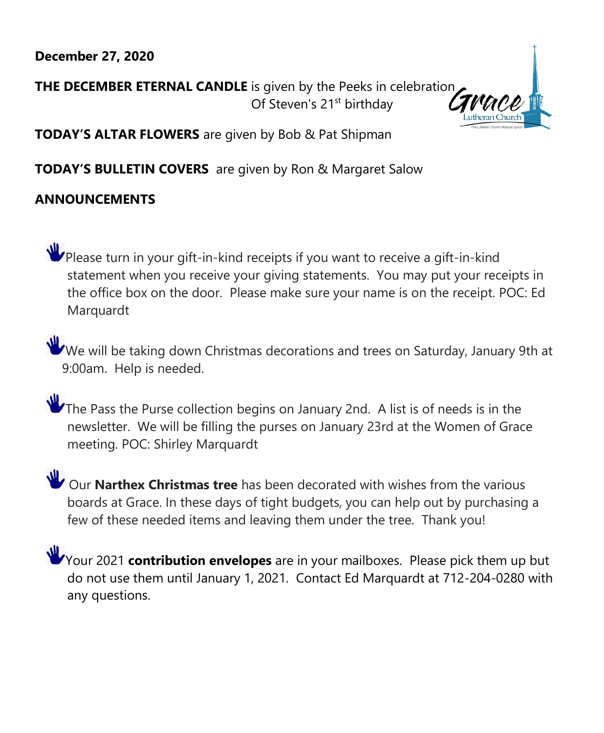**December 27, 2020**

**THE DECEMBER ETERNAL CANDLE** is given by the Peeks in celebration Of Steven's 21st birthday

**TODAY'S ALTAR FLOWERS** are given by Bob & Pat Shipman

**TODAY'S BULLETIN COVERS** are given by Ron & Margaret Salow

**ANNOUNCEMENTS**

- Please turn in your gift-in-kind receipts if you want to receive a gift-in-kind statement when you receive your giving statements. You may put your receipts in the office box on the door. Please make sure your name is on the receipt. POC: Ed Marquardt

- We will be taking down Christmas decorations and trees on Saturday, January 9th at 9:00am. Help is needed.

- The Pass the Purse collection begins on January 2nd. A list is of needs is in the newsletter. We will be filling the purses on January 23rd at the Women of Grace meeting. POC: Shirley Marquardt

- Our **Narthex Christmas tree** has been decorated with wishes from the various boards at Grace. In these days of tight budgets, you can help out by purchasing a few of these needed items and leaving them under the tree. Thank you!

- Your 2021 **contribution envelopes** are in your mailboxes. Please pick them up but do not use them until January 1, 2021. Contact Ed Marquardt at 712-204-0280 with any questions.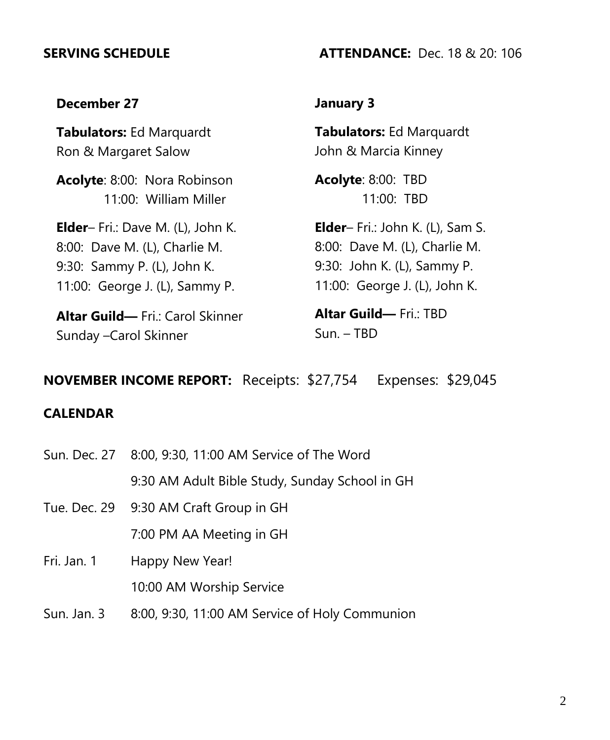**SERVING SCHEDULE**

**ATTENDANCE:** Dec. 18 & 20: 106

**December 27**

**Tabulators:** Ed Marquardt
Ron & Margaret Salow

**Acolyte**: 8:00: Nora Robinson
11:00: William Miller

**Elder**– Fri.: Dave M. (L), John K.
8:00: Dave M. (L), Charlie M.
9:30: Sammy P. (L), John K.
11:00: George J. (L), Sammy P.

**Altar Guild—** Fri.: Carol Skinner
Sunday –Carol Skinner

**January 3**

**Tabulators:** Ed Marquardt
John & Marcia Kinney

**Acolyte**: 8:00: TBD
11:00: TBD

**Elder**– Fri.: John K. (L), Sam S.
8:00: Dave M. (L), Charlie M.
9:30: John K. (L), Sammy P.
11:00: George J. (L), John K.

**Altar Guild—** Fri.: TBD
Sun. – TBD

**NOVEMBER INCOME REPORT:** Receipts: $27,754 Expenses: $29,045

**CALENDAR**

| | |
|---|---|
| Sun. Dec. 27 | 8:00, 9:30, 11:00 AM Service of The Word |
| | 9:30 AM Adult Bible Study, Sunday School in GH |
| Tue. Dec. 29 | 9:30 AM Craft Group in GH |
| | 7:00 PM AA Meeting in GH |
| Fri. Jan. 1 | Happy New Year! |
| | 10:00 AM Worship Service |
| Sun. Jan. 3 | 8:00, 9:30, 11:00 AM Service of Holy Communion |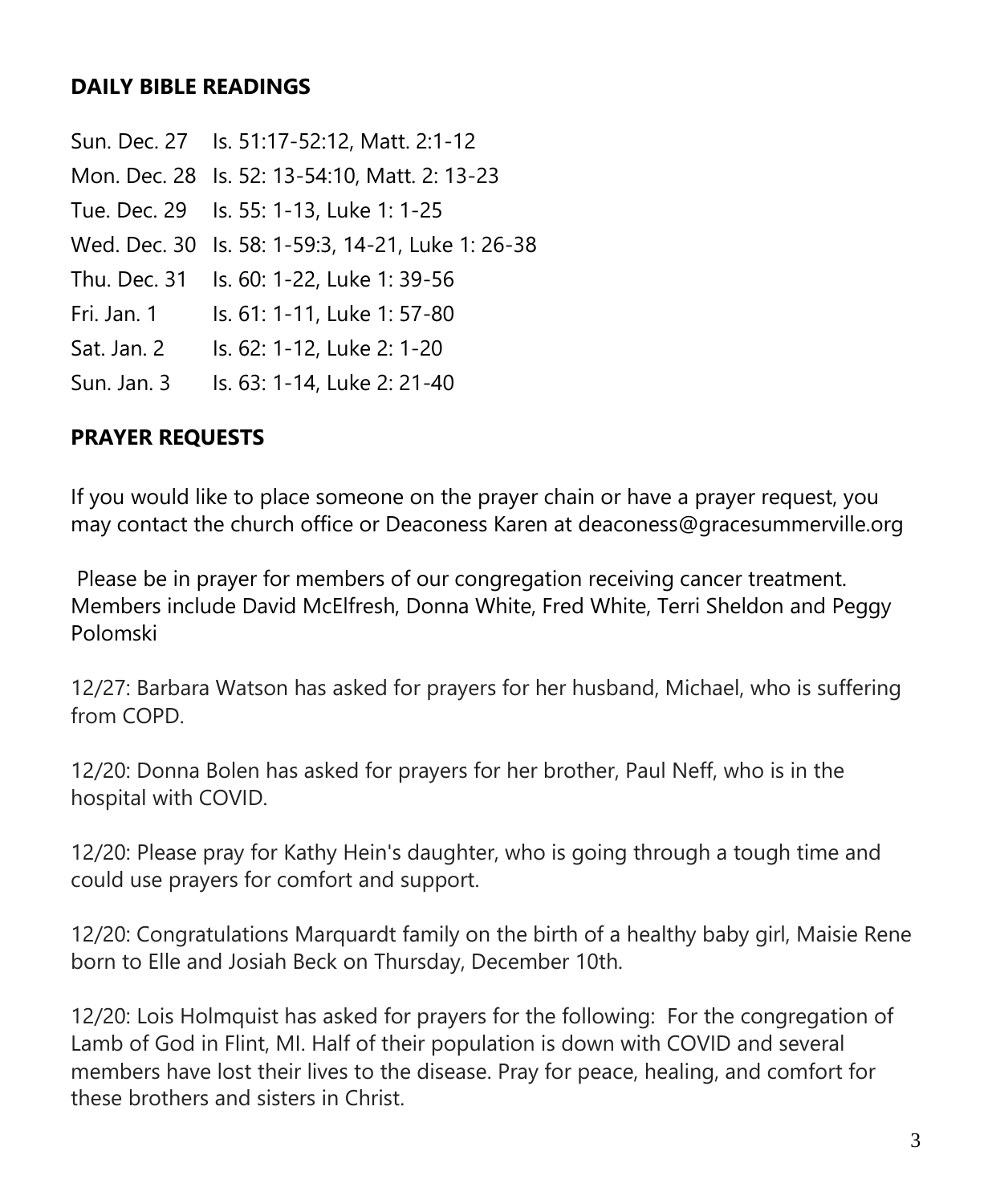## DAILY BIBLE READINGS

| | |
|---|---|
| Sun. Dec. 27 | Is. 51:17-52:12, Matt. 2:1-12 |
| Mon. Dec. 28 | Is. 52: 13-54:10, Matt. 2: 13-23 |
| Tue. Dec. 29 | Is. 55: 1-13, Luke 1: 1-25 |
| Wed. Dec. 30 | Is. 58: 1-59:3, 14-21, Luke 1: 26-38 |
| Thu. Dec. 31 | Is. 60: 1-22, Luke 1: 39-56 |
| Fri. Jan. 1 | Is. 61: 1-11, Luke 1: 57-80 |
| Sat. Jan. 2 | Is. 62: 1-12, Luke 2: 1-20 |
| Sun. Jan. 3 | Is. 63: 1-14, Luke 2: 21-40 |

## PRAYER REQUESTS

If you would like to place someone on the prayer chain or have a prayer request, you may contact the church office or Deaconess Karen at deaconess@gracesummerville.org

Please be in prayer for members of our congregation receiving cancer treatment. Members include David McElfresh, Donna White, Fred White, Terri Sheldon and Peggy Polomski

12/27: Barbara Watson has asked for prayers for her husband, Michael, who is suffering from COPD.

12/20: Donna Bolen has asked for prayers for her brother, Paul Neff, who is in the hospital with COVID.

12/20: Please pray for Kathy Hein's daughter, who is going through a tough time and could use prayers for comfort and support.

12/20: Congratulations Marquardt family on the birth of a healthy baby girl, Maisie Rene born to Elle and Josiah Beck on Thursday, December 10th.

12/20: Lois Holmquist has asked for prayers for the following: For the congregation of Lamb of God in Flint, MI. Half of their population is down with COVID and several members have lost their lives to the disease. Pray for peace, healing, and comfort for these brothers and sisters in Christ.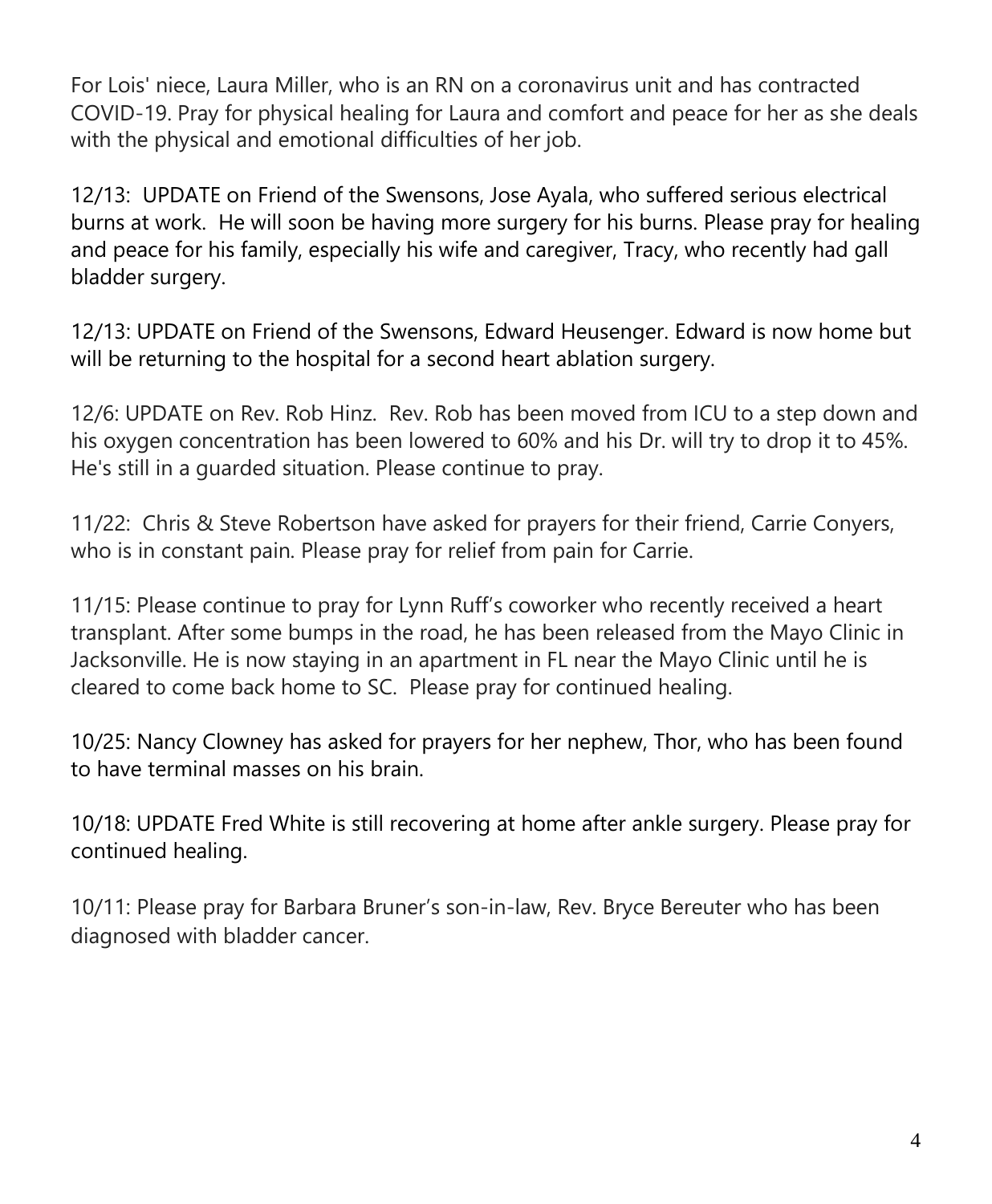For Lois' niece, Laura Miller, who is an RN on a coronavirus unit and has contracted COVID-19. Pray for physical healing for Laura and comfort and peace for her as she deals with the physical and emotional difficulties of her job.

12/13: UPDATE on Friend of the Swensons, Jose Ayala, who suffered serious electrical burns at work. He will soon be having more surgery for his burns. Please pray for healing and peace for his family, especially his wife and caregiver, Tracy, who recently had gall bladder surgery.

12/13: UPDATE on Friend of the Swensons, Edward Heusenger. Edward is now home but will be returning to the hospital for a second heart ablation surgery.

12/6: UPDATE on Rev. Rob Hinz. Rev. Rob has been moved from ICU to a step down and his oxygen concentration has been lowered to 60% and his Dr. will try to drop it to 45%. He's still in a guarded situation. Please continue to pray.

11/22: Chris & Steve Robertson have asked for prayers for their friend, Carrie Conyers, who is in constant pain. Please pray for relief from pain for Carrie.

11/15: Please continue to pray for Lynn Ruff's coworker who recently received a heart transplant. After some bumps in the road, he has been released from the Mayo Clinic in Jacksonville. He is now staying in an apartment in FL near the Mayo Clinic until he is cleared to come back home to SC. Please pray for continued healing.

10/25: Nancy Clowney has asked for prayers for her nephew, Thor, who has been found to have terminal masses on his brain.

10/18: UPDATE Fred White is still recovering at home after ankle surgery. Please pray for continued healing.

10/11: Please pray for Barbara Bruner's son-in-law, Rev. Bryce Bereuter who has been diagnosed with bladder cancer.